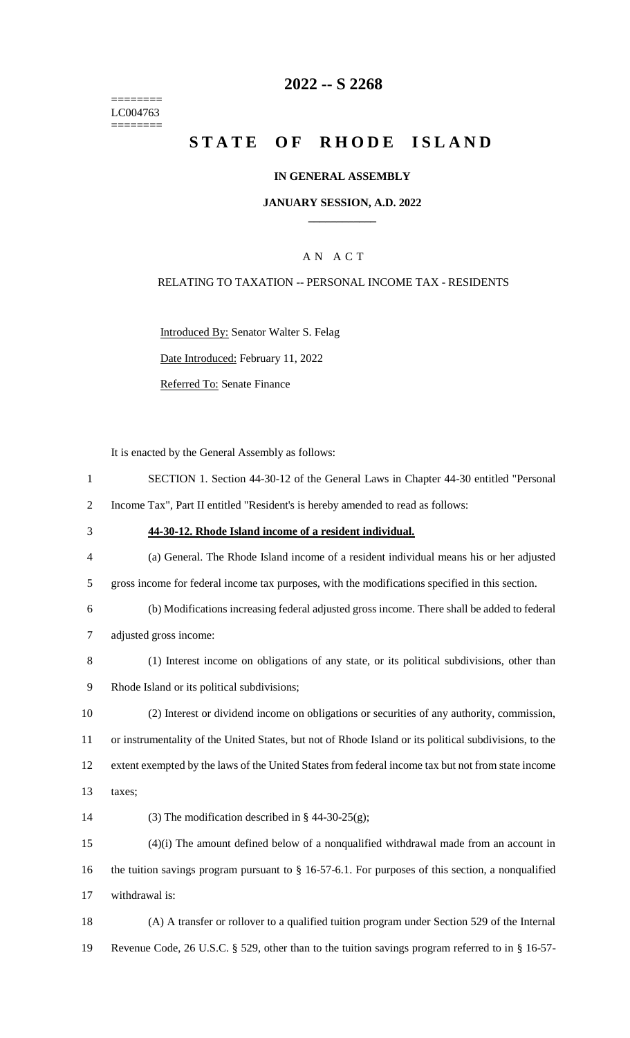========
LC004763
========

# 2022 -- S 2268

# STATE OF RHODE ISLAND

## IN GENERAL ASSEMBLY

### JANUARY SESSION, A.D. 2022

____________

A N A C T

RELATING TO TAXATION -- PERSONAL INCOME TAX - RESIDENTS

Introduced By: Senator Walter S. Felag

Date Introduced: February 11, 2022

Referred To: Senate Finance

It is enacted by the General Assembly as follows:

1 SECTION 1. Section 44-30-12 of the General Laws in Chapter 44-30 entitled "Personal
2 Income Tax", Part II entitled "Resident's is hereby amended to read as follows:

3 **44-30-12. Rhode Island income of a resident individual.**

4 (a) General. The Rhode Island income of a resident individual means his or her adjusted
5 gross income for federal income tax purposes, with the modifications specified in this section.

6 (b) Modifications increasing federal adjusted gross income. There shall be added to federal
7 adjusted gross income:

8 (1) Interest income on obligations of any state, or its political subdivisions, other than
9 Rhode Island or its political subdivisions;

10 (2) Interest or dividend income on obligations or securities of any authority, commission,
11 or instrumentality of the United States, but not of Rhode Island or its political subdivisions, to the
12 extent exempted by the laws of the United States from federal income tax but not from state income
13 taxes;

14 (3) The modification described in § 44-30-25(g);

15 (4)(i) The amount defined below of a nonqualified withdrawal made from an account in
16 the tuition savings program pursuant to § 16-57-6.1. For purposes of this section, a nonqualified
17 withdrawal is:

18 (A) A transfer or rollover to a qualified tuition program under Section 529 of the Internal
19 Revenue Code, 26 U.S.C. § 529, other than to the tuition savings program referred to in § 16-57-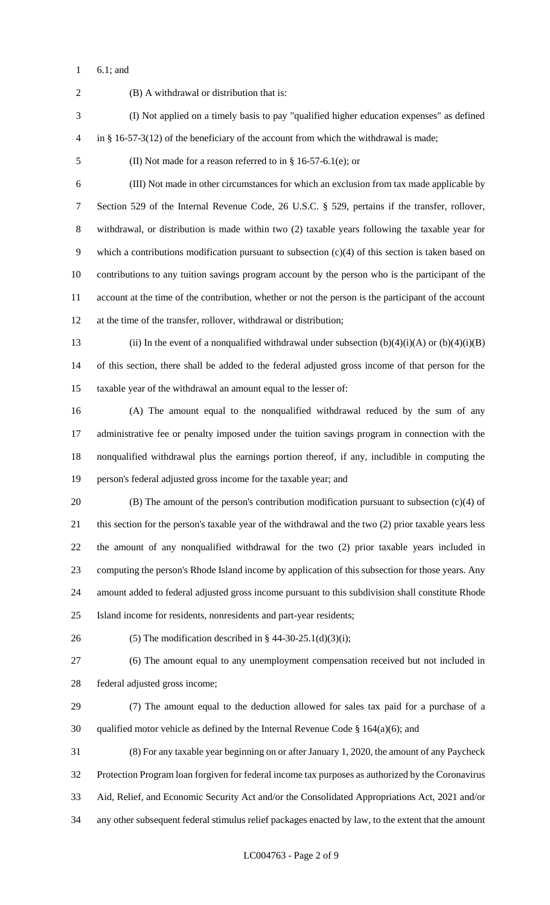6.1; and

(B) A withdrawal or distribution that is:

(I) Not applied on a timely basis to pay "qualified higher education expenses" as defined in § 16-57-3(12) of the beneficiary of the account from which the withdrawal is made;

(II) Not made for a reason referred to in § 16-57-6.1(e); or

(III) Not made in other circumstances for which an exclusion from tax made applicable by Section 529 of the Internal Revenue Code, 26 U.S.C. § 529, pertains if the transfer, rollover, withdrawal, or distribution is made within two (2) taxable years following the taxable year for which a contributions modification pursuant to subsection (c)(4) of this section is taken based on contributions to any tuition savings program account by the person who is the participant of the account at the time of the contribution, whether or not the person is the participant of the account at the time of the transfer, rollover, withdrawal or distribution;

(ii) In the event of a nonqualified withdrawal under subsection (b)(4)(i)(A) or (b)(4)(i)(B) of this section, there shall be added to the federal adjusted gross income of that person for the taxable year of the withdrawal an amount equal to the lesser of:

(A) The amount equal to the nonqualified withdrawal reduced by the sum of any administrative fee or penalty imposed under the tuition savings program in connection with the nonqualified withdrawal plus the earnings portion thereof, if any, includible in computing the person's federal adjusted gross income for the taxable year; and

(B) The amount of the person's contribution modification pursuant to subsection (c)(4) of this section for the person's taxable year of the withdrawal and the two (2) prior taxable years less the amount of any nonqualified withdrawal for the two (2) prior taxable years included in computing the person's Rhode Island income by application of this subsection for those years. Any amount added to federal adjusted gross income pursuant to this subdivision shall constitute Rhode Island income for residents, nonresidents and part-year residents;

(5) The modification described in § 44-30-25.1(d)(3)(i);

(6) The amount equal to any unemployment compensation received but not included in federal adjusted gross income;

(7) The amount equal to the deduction allowed for sales tax paid for a purchase of a qualified motor vehicle as defined by the Internal Revenue Code § 164(a)(6); and

(8) For any taxable year beginning on or after January 1, 2020, the amount of any Paycheck Protection Program loan forgiven for federal income tax purposes as authorized by the Coronavirus Aid, Relief, and Economic Security Act and/or the Consolidated Appropriations Act, 2021 and/or any other subsequent federal stimulus relief packages enacted by law, to the extent that the amount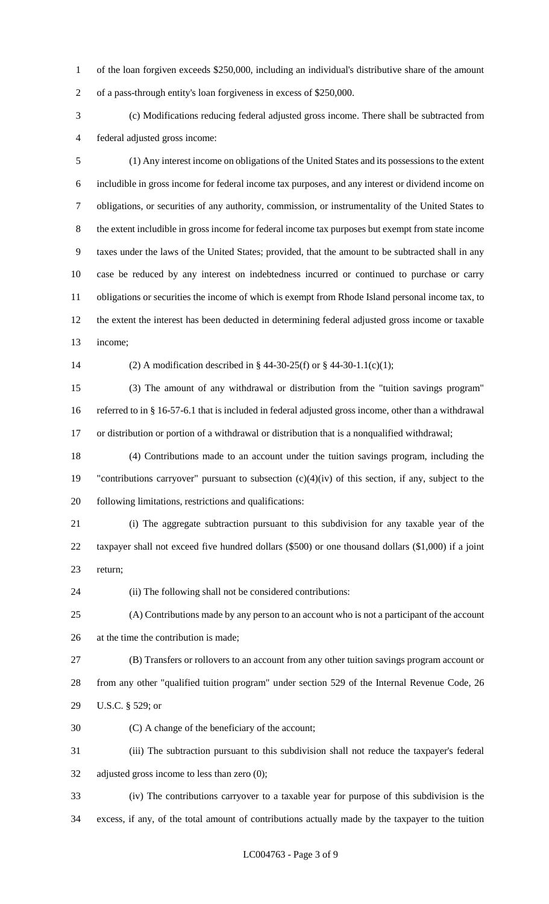of the loan forgiven exceeds $250,000, including an individual's distributive share of the amount of a pass-through entity's loan forgiveness in excess of $250,000.

(c) Modifications reducing federal adjusted gross income. There shall be subtracted from federal adjusted gross income:

(1) Any interest income on obligations of the United States and its possessions to the extent includible in gross income for federal income tax purposes, and any interest or dividend income on obligations, or securities of any authority, commission, or instrumentality of the United States to the extent includible in gross income for federal income tax purposes but exempt from state income taxes under the laws of the United States; provided, that the amount to be subtracted shall in any case be reduced by any interest on indebtedness incurred or continued to purchase or carry obligations or securities the income of which is exempt from Rhode Island personal income tax, to the extent the interest has been deducted in determining federal adjusted gross income or taxable income;

(2) A modification described in § 44-30-25(f) or § 44-30-1.1(c)(1);

(3) The amount of any withdrawal or distribution from the "tuition savings program" referred to in § 16-57-6.1 that is included in federal adjusted gross income, other than a withdrawal or distribution or portion of a withdrawal or distribution that is a nonqualified withdrawal;

(4) Contributions made to an account under the tuition savings program, including the "contributions carryover" pursuant to subsection (c)(4)(iv) of this section, if any, subject to the following limitations, restrictions and qualifications:

(i) The aggregate subtraction pursuant to this subdivision for any taxable year of the taxpayer shall not exceed five hundred dollars ($500) or one thousand dollars ($1,000) if a joint return;

(ii) The following shall not be considered contributions:

(A) Contributions made by any person to an account who is not a participant of the account at the time the contribution is made;

(B) Transfers or rollovers to an account from any other tuition savings program account or from any other "qualified tuition program" under section 529 of the Internal Revenue Code, 26 U.S.C. § 529; or

(C) A change of the beneficiary of the account;

(iii) The subtraction pursuant to this subdivision shall not reduce the taxpayer's federal adjusted gross income to less than zero (0);

(iv) The contributions carryover to a taxable year for purpose of this subdivision is the excess, if any, of the total amount of contributions actually made by the taxpayer to the tuition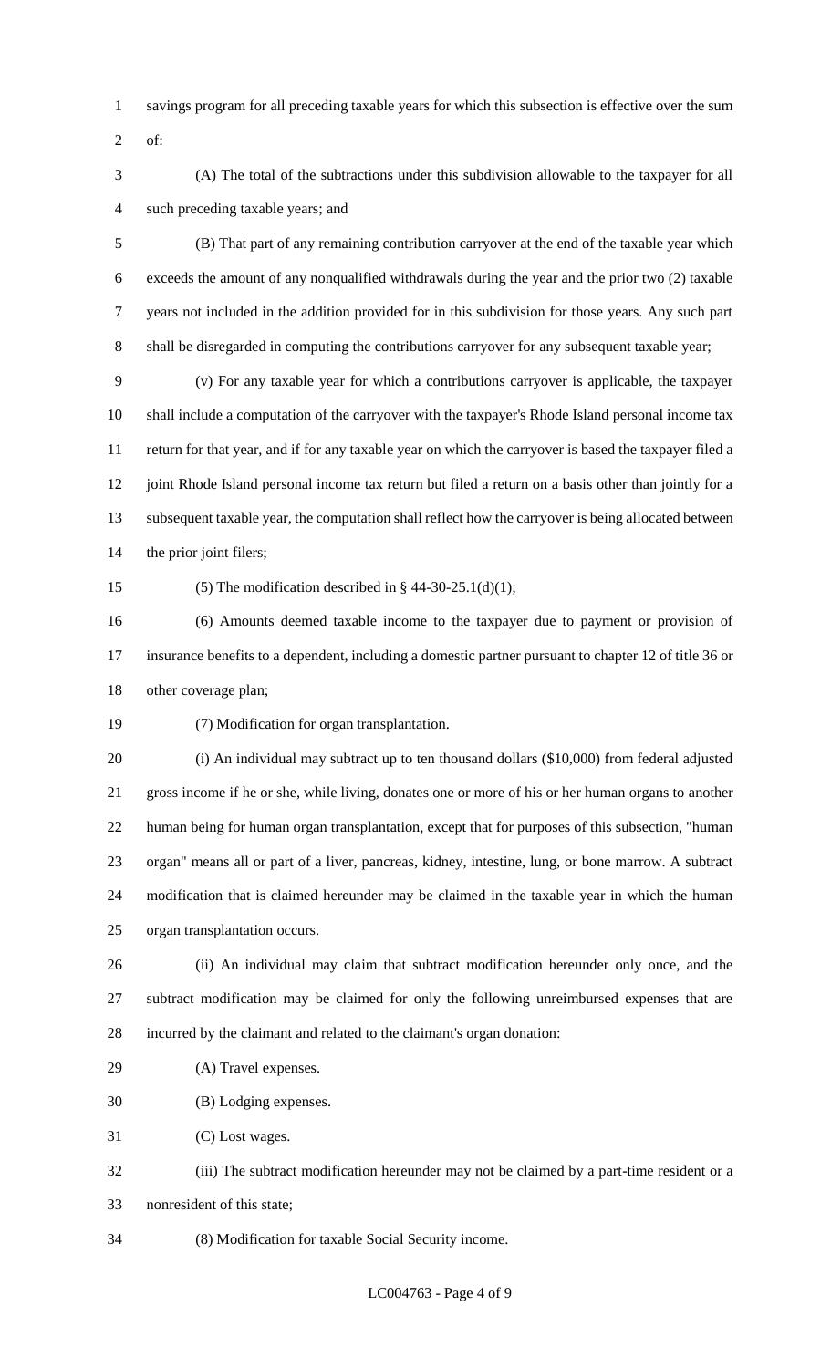savings program for all preceding taxable years for which this subsection is effective over the sum of:

(A) The total of the subtractions under this subdivision allowable to the taxpayer for all such preceding taxable years; and

(B) That part of any remaining contribution carryover at the end of the taxable year which exceeds the amount of any nonqualified withdrawals during the year and the prior two (2) taxable years not included in the addition provided for in this subdivision for those years. Any such part shall be disregarded in computing the contributions carryover for any subsequent taxable year;

(v) For any taxable year for which a contributions carryover is applicable, the taxpayer shall include a computation of the carryover with the taxpayer's Rhode Island personal income tax return for that year, and if for any taxable year on which the carryover is based the taxpayer filed a joint Rhode Island personal income tax return but filed a return on a basis other than jointly for a subsequent taxable year, the computation shall reflect how the carryover is being allocated between the prior joint filers;

(5) The modification described in § 44-30-25.1(d)(1);

(6) Amounts deemed taxable income to the taxpayer due to payment or provision of insurance benefits to a dependent, including a domestic partner pursuant to chapter 12 of title 36 or other coverage plan;

(7) Modification for organ transplantation.

(i) An individual may subtract up to ten thousand dollars ($10,000) from federal adjusted gross income if he or she, while living, donates one or more of his or her human organs to another human being for human organ transplantation, except that for purposes of this subsection, "human organ" means all or part of a liver, pancreas, kidney, intestine, lung, or bone marrow. A subtract modification that is claimed hereunder may be claimed in the taxable year in which the human organ transplantation occurs.

(ii) An individual may claim that subtract modification hereunder only once, and the subtract modification may be claimed for only the following unreimbursed expenses that are incurred by the claimant and related to the claimant's organ donation:

(A) Travel expenses.

(B) Lodging expenses.

(C) Lost wages.

(iii) The subtract modification hereunder may not be claimed by a part-time resident or a nonresident of this state;

(8) Modification for taxable Social Security income.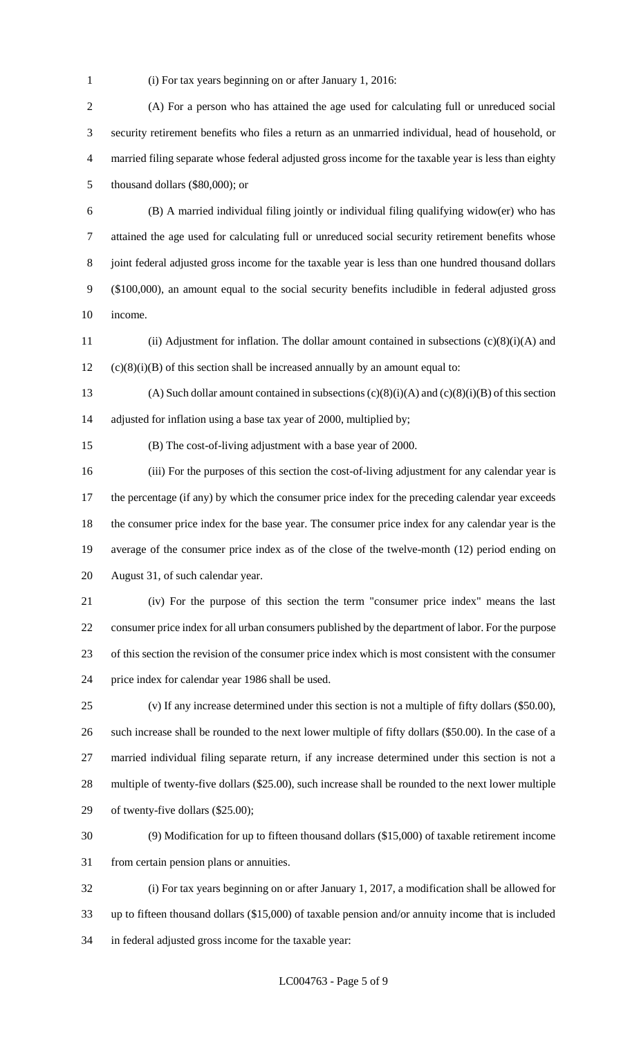(i) For tax years beginning on or after January 1, 2016:

(A) For a person who has attained the age used for calculating full or unreduced social security retirement benefits who files a return as an unmarried individual, head of household, or married filing separate whose federal adjusted gross income for the taxable year is less than eighty thousand dollars ($80,000); or

(B) A married individual filing jointly or individual filing qualifying widow(er) who has attained the age used for calculating full or unreduced social security retirement benefits whose joint federal adjusted gross income for the taxable year is less than one hundred thousand dollars ($100,000), an amount equal to the social security benefits includible in federal adjusted gross income.

(ii) Adjustment for inflation. The dollar amount contained in subsections (c)(8)(i)(A) and (c)(8)(i)(B) of this section shall be increased annually by an amount equal to:

(A) Such dollar amount contained in subsections (c)(8)(i)(A) and (c)(8)(i)(B) of this section adjusted for inflation using a base tax year of 2000, multiplied by;

(B) The cost-of-living adjustment with a base year of 2000.

(iii) For the purposes of this section the cost-of-living adjustment for any calendar year is the percentage (if any) by which the consumer price index for the preceding calendar year exceeds the consumer price index for the base year. The consumer price index for any calendar year is the average of the consumer price index as of the close of the twelve-month (12) period ending on August 31, of such calendar year.

(iv) For the purpose of this section the term "consumer price index" means the last consumer price index for all urban consumers published by the department of labor. For the purpose of this section the revision of the consumer price index which is most consistent with the consumer price index for calendar year 1986 shall be used.

(v) If any increase determined under this section is not a multiple of fifty dollars ($50.00), such increase shall be rounded to the next lower multiple of fifty dollars ($50.00). In the case of a married individual filing separate return, if any increase determined under this section is not a multiple of twenty-five dollars ($25.00), such increase shall be rounded to the next lower multiple of twenty-five dollars ($25.00);

(9) Modification for up to fifteen thousand dollars ($15,000) of taxable retirement income from certain pension plans or annuities.

(i) For tax years beginning on or after January 1, 2017, a modification shall be allowed for up to fifteen thousand dollars ($15,000) of taxable pension and/or annuity income that is included in federal adjusted gross income for the taxable year: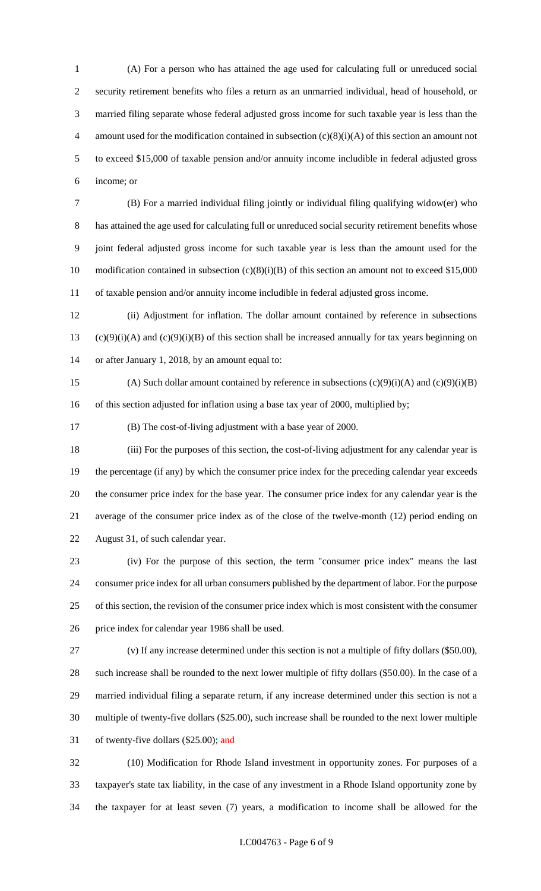(A) For a person who has attained the age used for calculating full or unreduced social security retirement benefits who files a return as an unmarried individual, head of household, or married filing separate whose federal adjusted gross income for such taxable year is less than the amount used for the modification contained in subsection (c)(8)(i)(A) of this section an amount not to exceed $15,000 of taxable pension and/or annuity income includible in federal adjusted gross income; or

(B) For a married individual filing jointly or individual filing qualifying widow(er) who has attained the age used for calculating full or unreduced social security retirement benefits whose joint federal adjusted gross income for such taxable year is less than the amount used for the modification contained in subsection (c)(8)(i)(B) of this section an amount not to exceed $15,000 of taxable pension and/or annuity income includible in federal adjusted gross income.

(ii) Adjustment for inflation. The dollar amount contained by reference in subsections (c)(9)(i)(A) and (c)(9)(i)(B) of this section shall be increased annually for tax years beginning on or after January 1, 2018, by an amount equal to:

(A) Such dollar amount contained by reference in subsections (c)(9)(i)(A) and (c)(9)(i)(B) of this section adjusted for inflation using a base tax year of 2000, multiplied by;

(B) The cost-of-living adjustment with a base year of 2000.

(iii) For the purposes of this section, the cost-of-living adjustment for any calendar year is the percentage (if any) by which the consumer price index for the preceding calendar year exceeds the consumer price index for the base year. The consumer price index for any calendar year is the average of the consumer price index as of the close of the twelve-month (12) period ending on August 31, of such calendar year.

(iv) For the purpose of this section, the term "consumer price index" means the last consumer price index for all urban consumers published by the department of labor. For the purpose of this section, the revision of the consumer price index which is most consistent with the consumer price index for calendar year 1986 shall be used.

(v) If any increase determined under this section is not a multiple of fifty dollars ($50.00), such increase shall be rounded to the next lower multiple of fifty dollars ($50.00). In the case of a married individual filing a separate return, if any increase determined under this section is not a multiple of twenty-five dollars ($25.00), such increase shall be rounded to the next lower multiple of twenty-five dollars ($25.00); ~~and~~

(10) Modification for Rhode Island investment in opportunity zones. For purposes of a taxpayer's state tax liability, in the case of any investment in a Rhode Island opportunity zone by the taxpayer for at least seven (7) years, a modification to income shall be allowed for the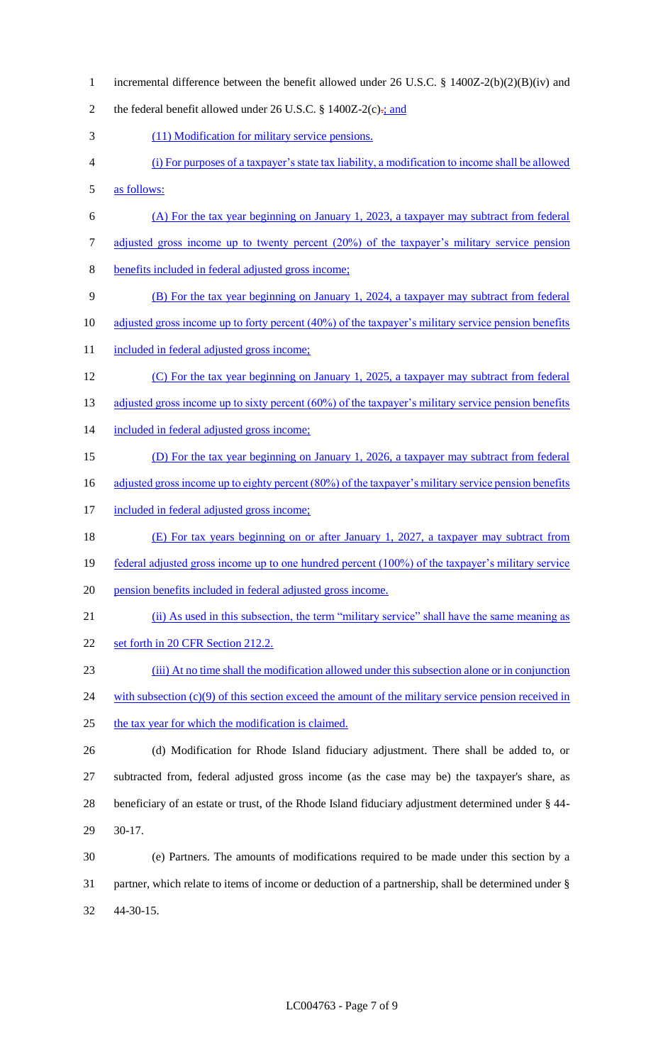incremental difference between the benefit allowed under 26 U.S.C. § 1400Z-2(b)(2)(B)(iv) and the federal benefit allowed under 26 U.S.C. § 1400Z-2(c).; and

(11) Modification for military service pensions.

(i) For purposes of a taxpayer's state tax liability, a modification to income shall be allowed as follows:

(A) For the tax year beginning on January 1, 2023, a taxpayer may subtract from federal adjusted gross income up to twenty percent (20%) of the taxpayer's military service pension benefits included in federal adjusted gross income;

(B) For the tax year beginning on January 1, 2024, a taxpayer may subtract from federal adjusted gross income up to forty percent (40%) of the taxpayer's military service pension benefits included in federal adjusted gross income;

(C) For the tax year beginning on January 1, 2025, a taxpayer may subtract from federal adjusted gross income up to sixty percent (60%) of the taxpayer's military service pension benefits included in federal adjusted gross income;

(D) For the tax year beginning on January 1, 2026, a taxpayer may subtract from federal adjusted gross income up to eighty percent (80%) of the taxpayer's military service pension benefits included in federal adjusted gross income;

(E) For tax years beginning on or after January 1, 2027, a taxpayer may subtract from federal adjusted gross income up to one hundred percent (100%) of the taxpayer's military service pension benefits included in federal adjusted gross income.

(ii) As used in this subsection, the term "military service" shall have the same meaning as set forth in 20 CFR Section 212.2.

(iii) At no time shall the modification allowed under this subsection alone or in conjunction with subsection (c)(9) of this section exceed the amount of the military service pension received in the tax year for which the modification is claimed.

(d) Modification for Rhode Island fiduciary adjustment. There shall be added to, or subtracted from, federal adjusted gross income (as the case may be) the taxpayer's share, as beneficiary of an estate or trust, of the Rhode Island fiduciary adjustment determined under § 44-30-17.

(e) Partners. The amounts of modifications required to be made under this section by a partner, which relate to items of income or deduction of a partnership, shall be determined under § 44-30-15.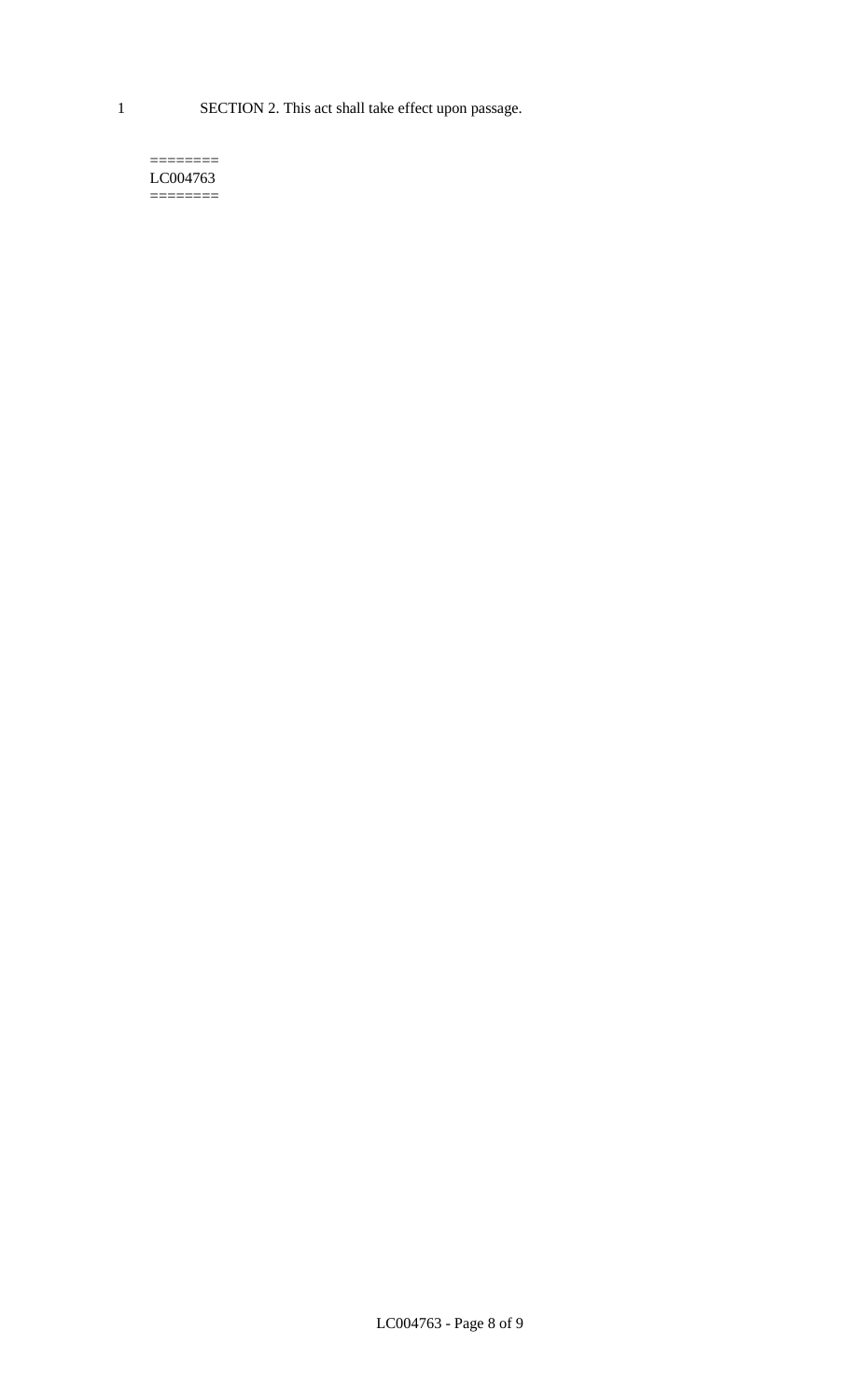SECTION 2. This act shall take effect upon passage.

========
LC004763
========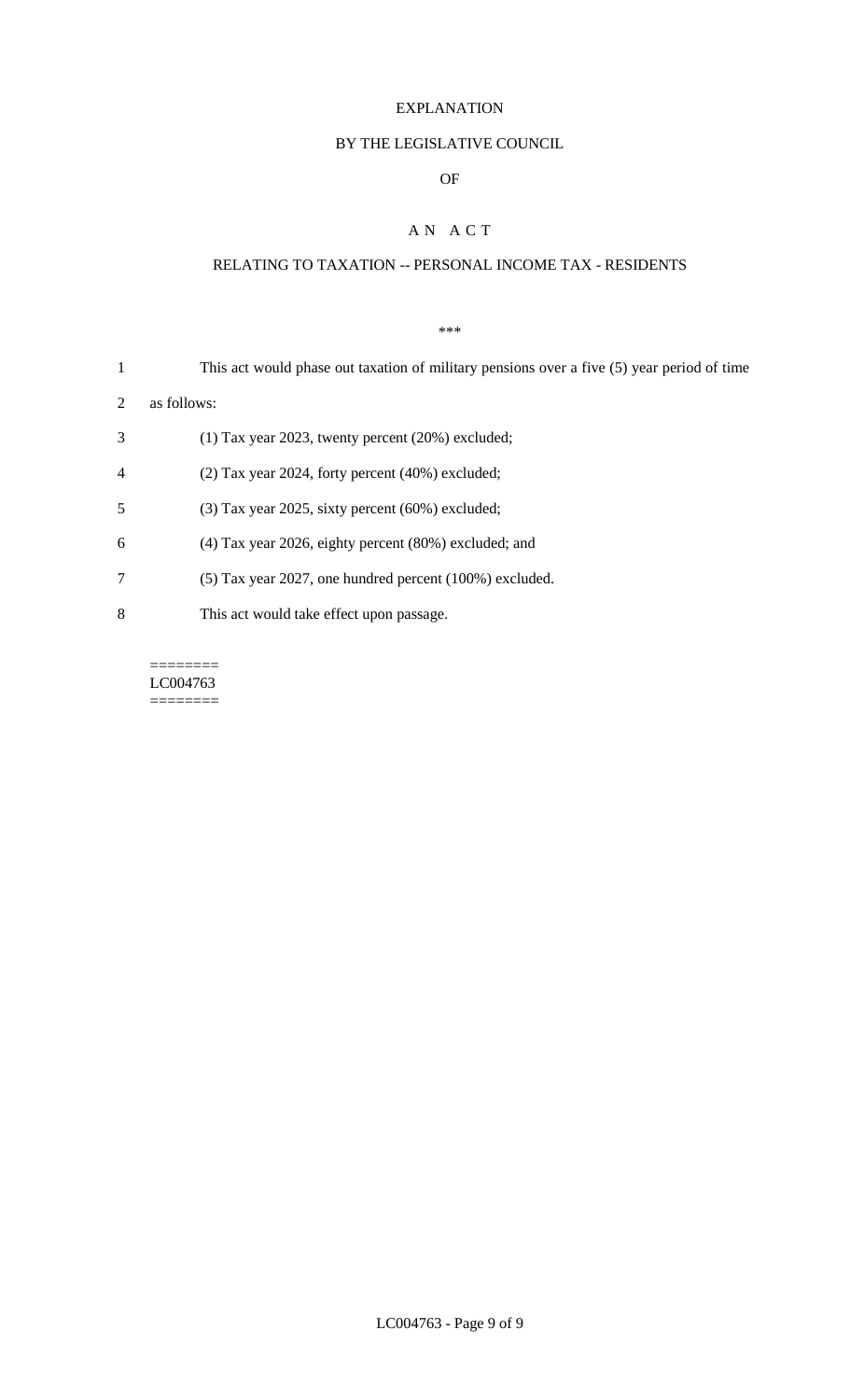EXPLANATION

BY THE LEGISLATIVE COUNCIL

OF

A N A C T

RELATING TO TAXATION -- PERSONAL INCOME TAX - RESIDENTS

***

This act would phase out taxation of military pensions over a five (5) year period of time as follows:

(1) Tax year 2023, twenty percent (20%) excluded;

(2) Tax year 2024, forty percent (40%) excluded;

(3) Tax year 2025, sixty percent (60%) excluded;

(4) Tax year 2026, eighty percent (80%) excluded; and

(5) Tax year 2027, one hundred percent (100%) excluded.

This act would take effect upon passage.

========
LC004763
========